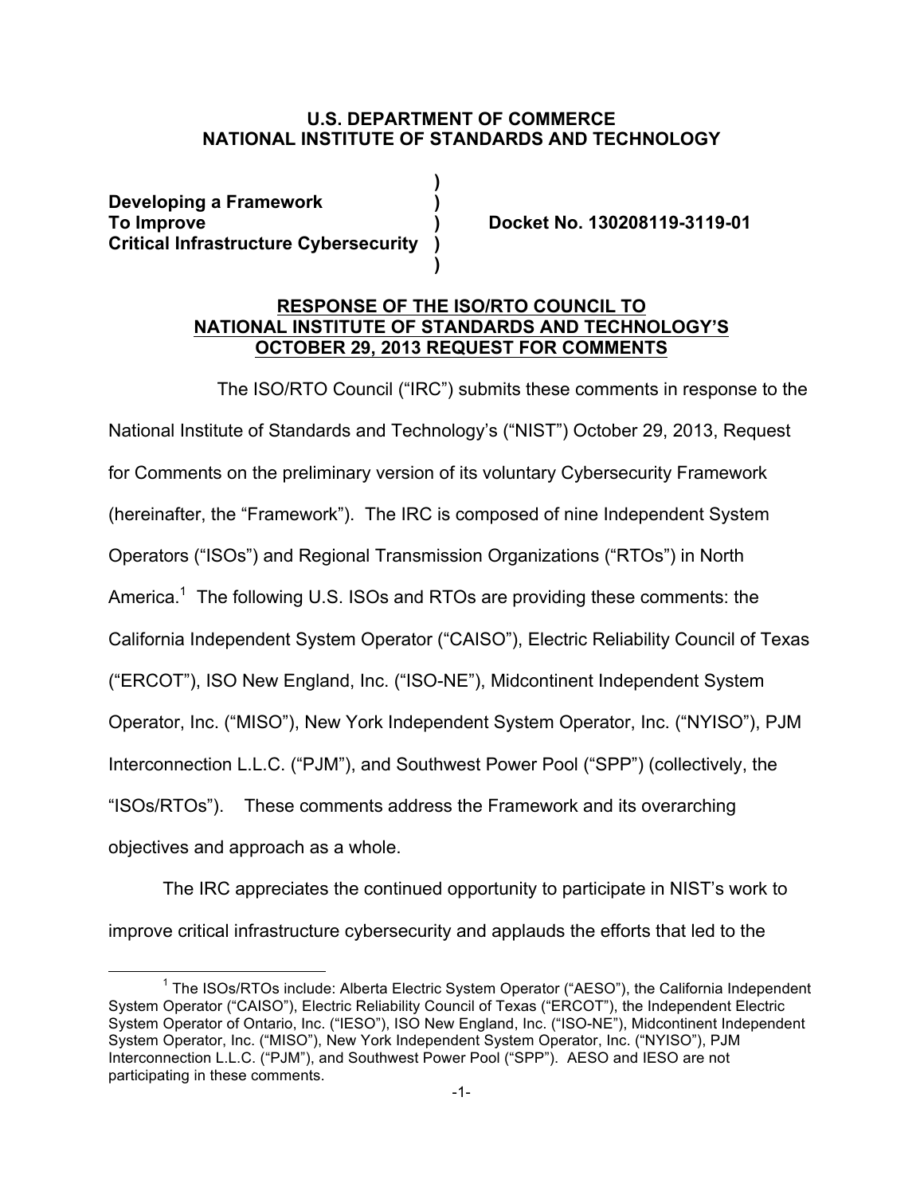**U.S. DEPARTMENT OF COMMERCE**
**NATIONAL INSTITUTE OF STANDARDS AND TECHNOLOGY**

**Developing a Framework To Improve Critical Infrastructure Cybersecurity**

**Docket No. 130208119-3119-01**

**RESPONSE OF THE ISO/RTO COUNCIL TO NATIONAL INSTITUTE OF STANDARDS AND TECHNOLOGY'S OCTOBER 29, 2013 REQUEST FOR COMMENTS**

The ISO/RTO Council ("IRC") submits these comments in response to the National Institute of Standards and Technology's ("NIST") October 29, 2013, Request for Comments on the preliminary version of its voluntary Cybersecurity Framework (hereinafter, the "Framework"). The IRC is composed of nine Independent System Operators ("ISOs") and Regional Transmission Organizations ("RTOs") in North America.[1] The following U.S. ISOs and RTOs are providing these comments: the California Independent System Operator ("CAISO"), Electric Reliability Council of Texas ("ERCOT"), ISO New England, Inc. ("ISO-NE"), Midcontinent Independent System Operator, Inc. ("MISO"), New York Independent System Operator, Inc. ("NYISO"), PJM Interconnection L.L.C. ("PJM"), and Southwest Power Pool ("SPP") (collectively, the "ISOs/RTOs"). These comments address the Framework and its overarching objectives and approach as a whole.

The IRC appreciates the continued opportunity to participate in NIST's work to improve critical infrastructure cybersecurity and applauds the efforts that led to the

[1] The ISOs/RTOs include: Alberta Electric System Operator ("AESO"), the California Independent System Operator ("CAISO"), Electric Reliability Council of Texas ("ERCOT"), the Independent Electric System Operator of Ontario, Inc. ("IESO"), ISO New England, Inc. ("ISO-NE"), Midcontinent Independent System Operator, Inc. ("MISO"), New York Independent System Operator, Inc. ("NYISO"), PJM Interconnection L.L.C. ("PJM"), and Southwest Power Pool ("SPP"). AESO and IESO are not participating in these comments.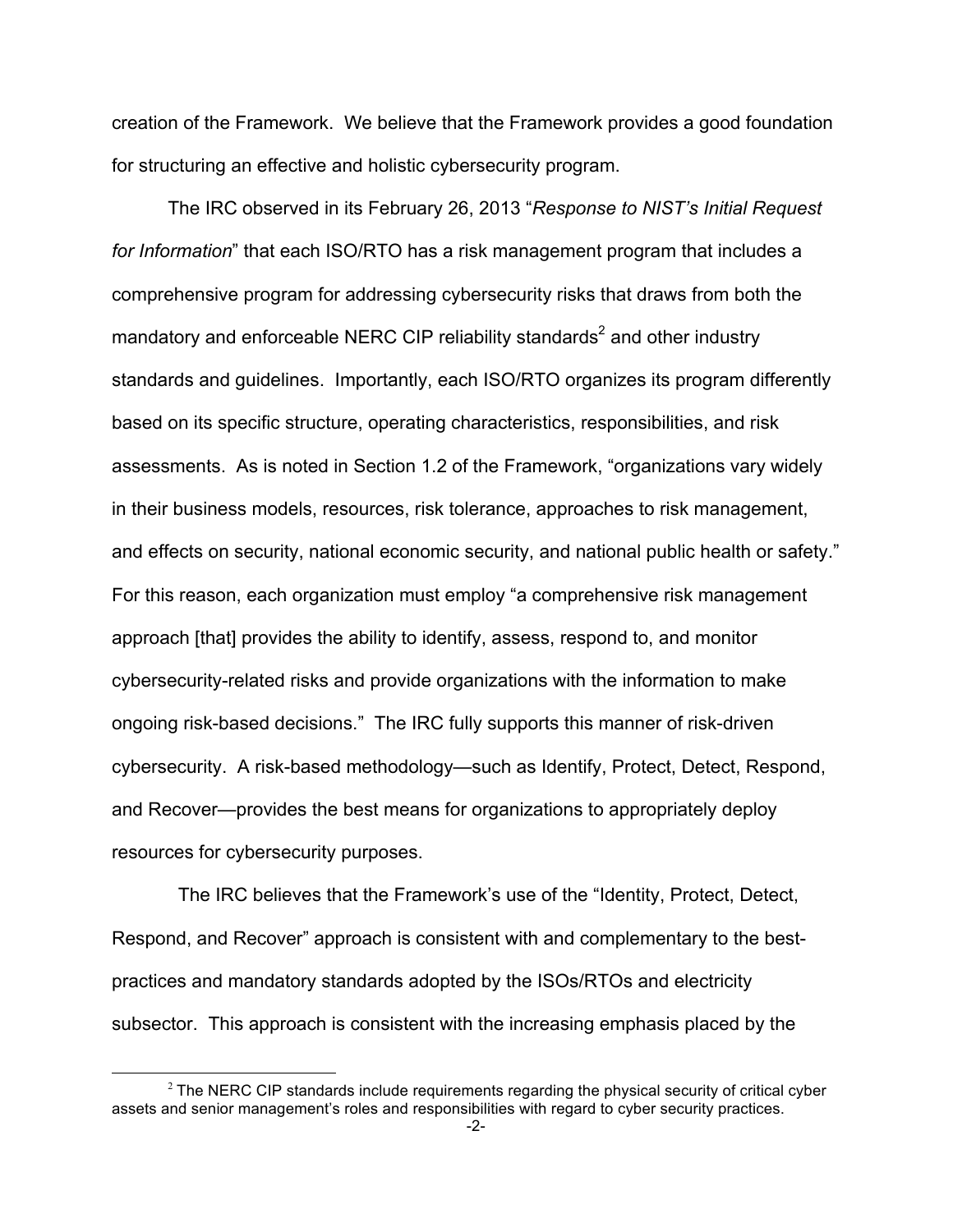creation of the Framework. We believe that the Framework provides a good foundation for structuring an effective and holistic cybersecurity program.

The IRC observed in its February 26, 2013 "*Response to NIST's Initial Request for Information*" that each ISO/RTO has a risk management program that includes a comprehensive program for addressing cybersecurity risks that draws from both the mandatory and enforceable NERC CIP reliability standards[2] and other industry standards and guidelines. Importantly, each ISO/RTO organizes its program differently based on its specific structure, operating characteristics, responsibilities, and risk assessments. As is noted in Section 1.2 of the Framework, "organizations vary widely in their business models, resources, risk tolerance, approaches to risk management, and effects on security, national economic security, and national public health or safety." For this reason, each organization must employ "a comprehensive risk management approach [that] provides the ability to identify, assess, respond to, and monitor cybersecurity-related risks and provide organizations with the information to make ongoing risk-based decisions." The IRC fully supports this manner of risk-driven cybersecurity. A risk-based methodology—such as Identify, Protect, Detect, Respond, and Recover—provides the best means for organizations to appropriately deploy resources for cybersecurity purposes.

The IRC believes that the Framework's use of the "Identity, Protect, Detect, Respond, and Recover" approach is consistent with and complementary to the best-practices and mandatory standards adopted by the ISOs/RTOs and electricity subsector. This approach is consistent with the increasing emphasis placed by the

[2] The NERC CIP standards include requirements regarding the physical security of critical cyber assets and senior management's roles and responsibilities with regard to cyber security practices.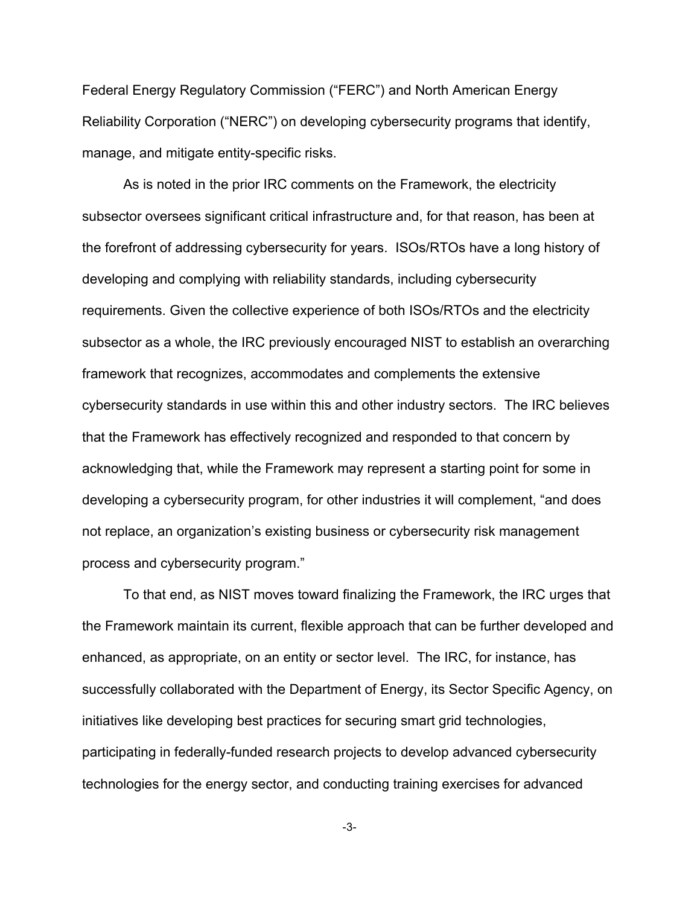Federal Energy Regulatory Commission ("FERC") and North American Energy Reliability Corporation ("NERC") on developing cybersecurity programs that identify, manage, and mitigate entity-specific risks.

As is noted in the prior IRC comments on the Framework, the electricity subsector oversees significant critical infrastructure and, for that reason, has been at the forefront of addressing cybersecurity for years. ISOs/RTOs have a long history of developing and complying with reliability standards, including cybersecurity requirements. Given the collective experience of both ISOs/RTOs and the electricity subsector as a whole, the IRC previously encouraged NIST to establish an overarching framework that recognizes, accommodates and complements the extensive cybersecurity standards in use within this and other industry sectors. The IRC believes that the Framework has effectively recognized and responded to that concern by acknowledging that, while the Framework may represent a starting point for some in developing a cybersecurity program, for other industries it will complement, "and does not replace, an organization's existing business or cybersecurity risk management process and cybersecurity program."

To that end, as NIST moves toward finalizing the Framework, the IRC urges that the Framework maintain its current, flexible approach that can be further developed and enhanced, as appropriate, on an entity or sector level. The IRC, for instance, has successfully collaborated with the Department of Energy, its Sector Specific Agency, on initiatives like developing best practices for securing smart grid technologies, participating in federally-funded research projects to develop advanced cybersecurity technologies for the energy sector, and conducting training exercises for advanced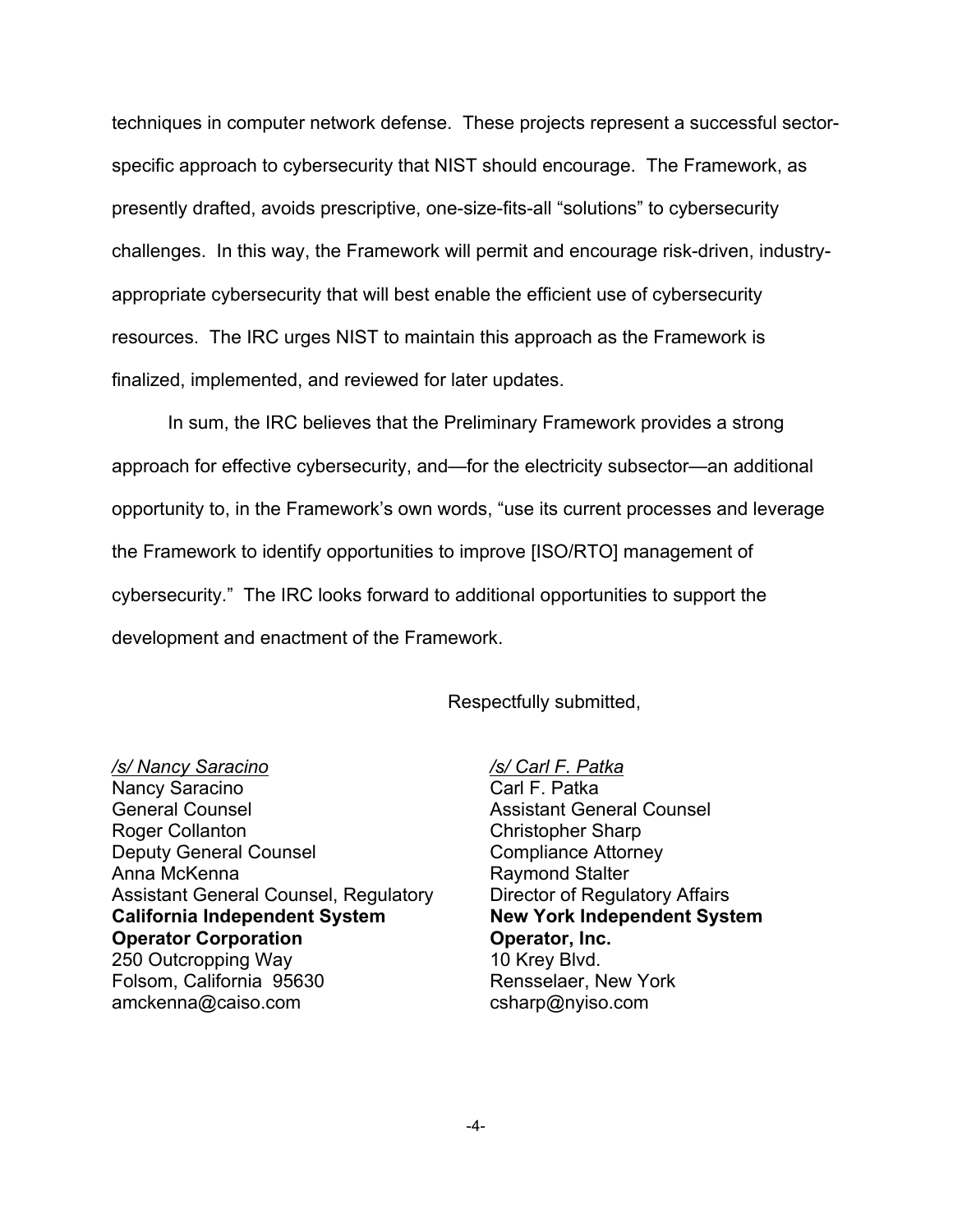techniques in computer network defense. These projects represent a successful sector-specific approach to cybersecurity that NIST should encourage. The Framework, as presently drafted, avoids prescriptive, one-size-fits-all "solutions" to cybersecurity challenges. In this way, the Framework will permit and encourage risk-driven, industry-appropriate cybersecurity that will best enable the efficient use of cybersecurity resources. The IRC urges NIST to maintain this approach as the Framework is finalized, implemented, and reviewed for later updates.

In sum, the IRC believes that the Preliminary Framework provides a strong approach for effective cybersecurity, and—for the electricity subsector—an additional opportunity to, in the Framework's own words, "use its current processes and leverage the Framework to identify opportunities to improve [ISO/RTO] management of cybersecurity." The IRC looks forward to additional opportunities to support the development and enactment of the Framework.

Respectfully submitted,

*/s/ Nancy Saracino*
Nancy Saracino
General Counsel
Roger Collanton
Deputy General Counsel
Anna McKenna
Assistant General Counsel, Regulatory
**California Independent System Operator Corporation**
250 Outcropping Way
Folsom, California 95630
amckenna@caiso.com

*/s/ Carl F. Patka*
Carl F. Patka
Assistant General Counsel
Christopher Sharp
Compliance Attorney
Raymond Stalter
Director of Regulatory Affairs
**New York Independent System Operator, Inc.**
10 Krey Blvd.
Rensselaer, New York
csharp@nyiso.com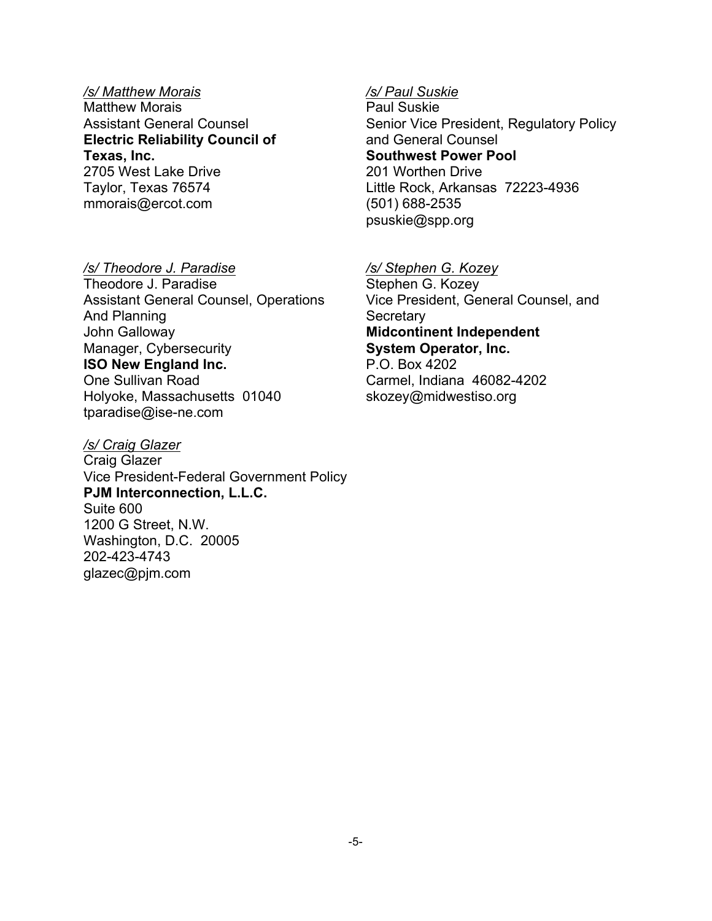*/s/ Matthew Morais*
Matthew Morais
Assistant General Counsel
**Electric Reliability Council of Texas, Inc.**
2705 West Lake Drive
Taylor, Texas 76574
mmorais@ercot.com

*/s/ Paul Suskie*
Paul Suskie
Senior Vice President, Regulatory Policy and General Counsel
**Southwest Power Pool**
201 Worthen Drive
Little Rock, Arkansas 72223-4936
(501) 688-2535
psuskie@spp.org

*/s/ Theodore J. Paradise*
Theodore J. Paradise
Assistant General Counsel, Operations And Planning
John Galloway
Manager, Cybersecurity
**ISO New England Inc.**
One Sullivan Road
Holyoke, Massachusetts 01040
tparadise@ise-ne.com

*/s/ Stephen G. Kozey*
Stephen G. Kozey
Vice President, General Counsel, and Secretary
**Midcontinent Independent System Operator, Inc.**
P.O. Box 4202
Carmel, Indiana 46082-4202
skozey@midwestiso.org

*/s/ Craig Glazer*
Craig Glazer
Vice President-Federal Government Policy
**PJM Interconnection, L.L.C.**
Suite 600
1200 G Street, N.W.
Washington, D.C. 20005
202-423-4743
glazec@pjm.com